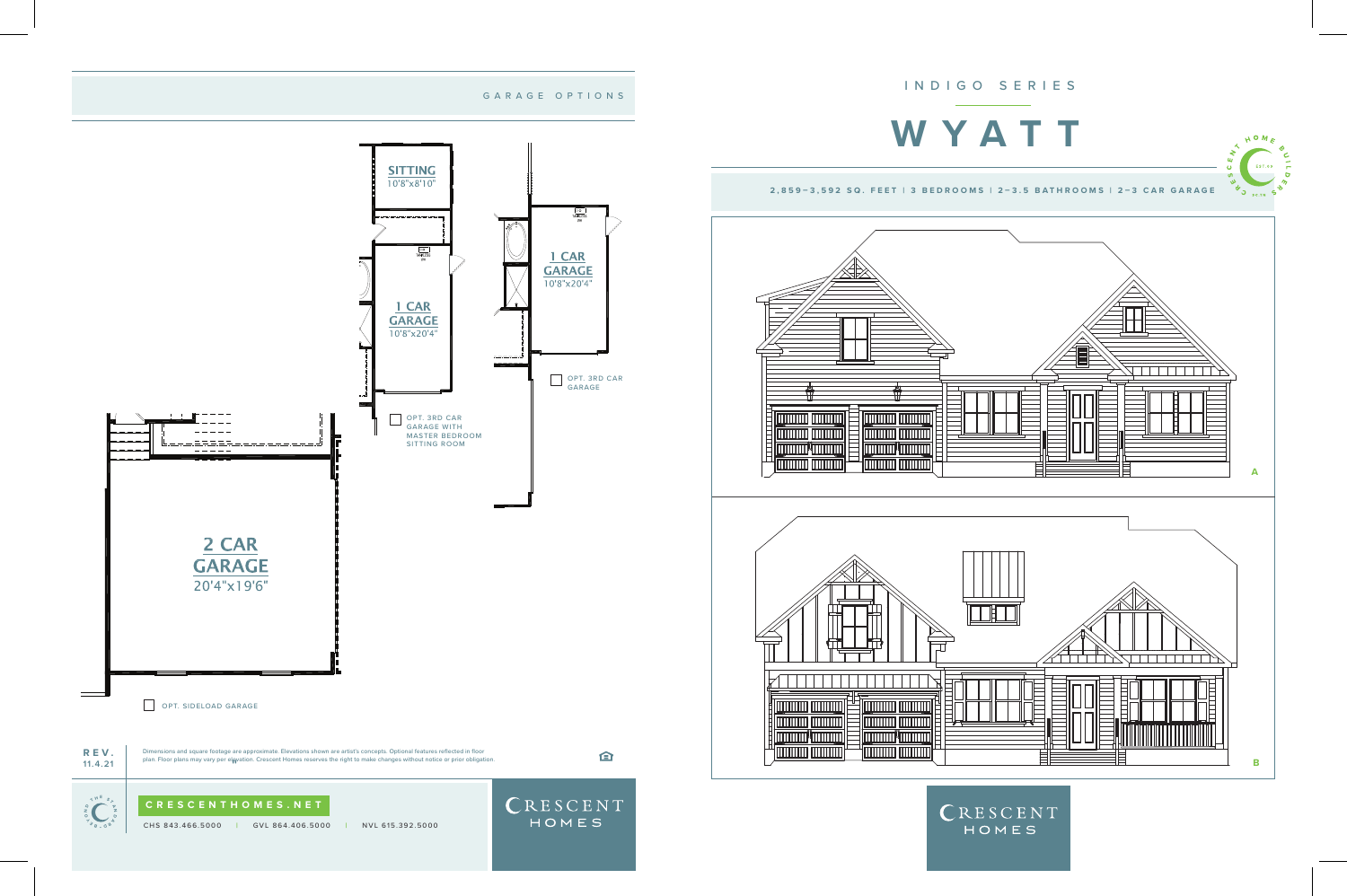## GARAGE OPTIONS

SITTING
10'8"x8'10"

1 CAR GARAGE
10'8"x20'4"

OPT. 3RD CAR GARAGE WITH MASTER BEDROOM SITTING ROOM

1 CAR GARAGE
10'8"x20'4"

OPT. 3RD CAR GARAGE

2 CAR GARAGE
20'4"x19'6"

OPT. SIDELOAD GARAGE

**REV.** 11.4.21

Dimensions and square footage are approximate. Elevations shown are artist's concepts. Optional features reflected in floor plan. Floor plans may vary per elevation. Crescent Homes reserves the right to make changes without notice or prior obligation.

**CRESCENTHOMES.NET**

CHS 843.466.5000 | GVL 864.406.5000 | NVL 615.392.5000

CRESCENT HOMES

INDIGO SERIES

# WYATT

**2,859–3,592 SQ. FEET | 3 BEDROOMS | 2–3.5 BATHROOMS | 2–3 CAR GARAGE**

A

B

CRESCENT HOMES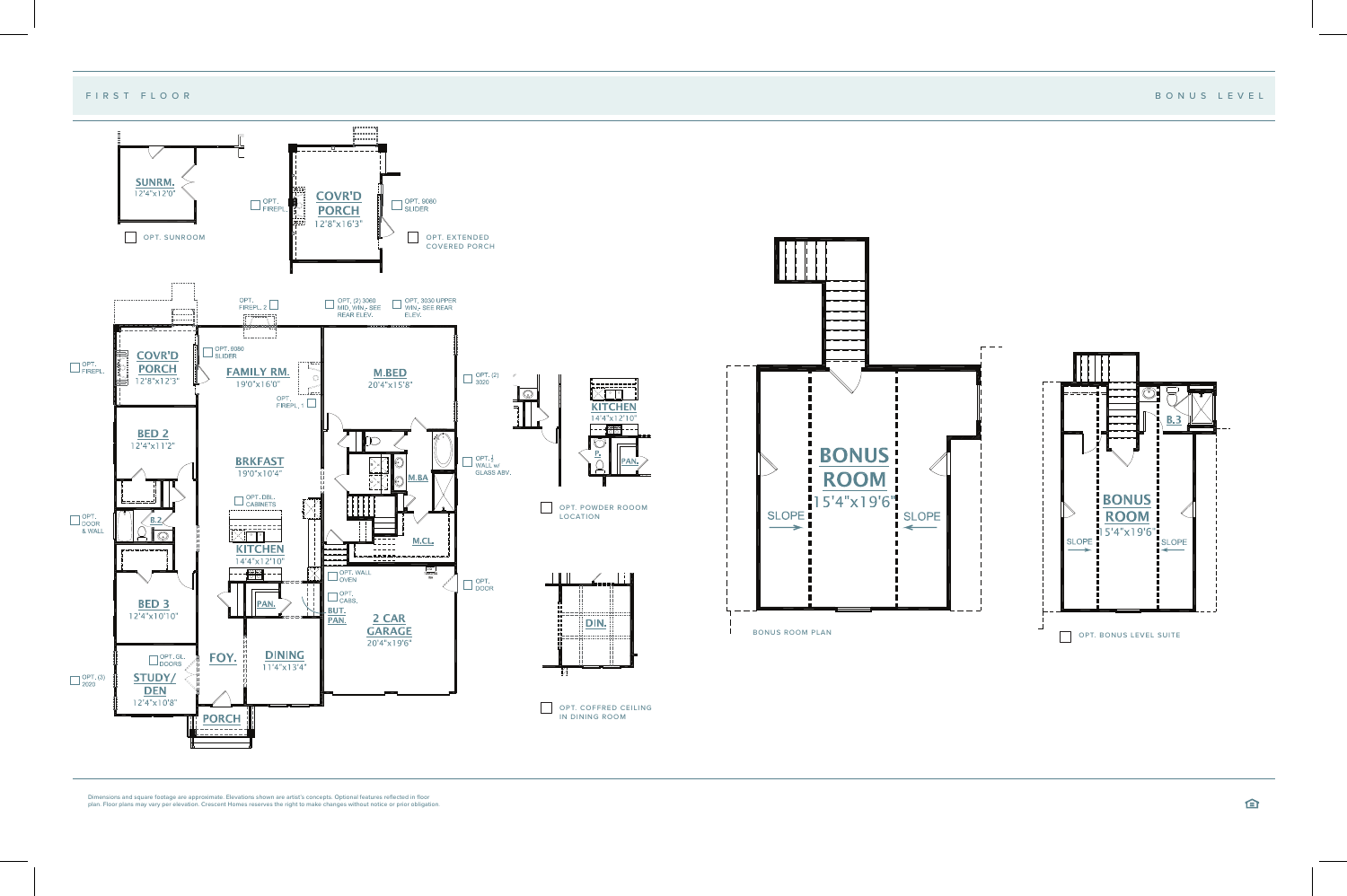FIRST FLOOR

BONUS LEVEL

SUNRM.
12'4"x12'0"

OPT. SUNROOM

OPT. FIREPL.

COVR'D PORCH
12'8"x16'3"

OPT. 9080 SLIDER

OPT. EXTENDED COVERED PORCH

OPT. FIREPL. 2

OPT. (2) 3060 MID. WIN.- SEE REAR ELEV.

OPT. 3030 UPPER WIN.- SEE REAR ELEV.

OPT. FIREPL.

COVR'D PORCH
12'8"x12'3"

OPT. 9080 SLIDER

FAMILY RM.
19'0"x16'0"

OPT. FIREPL. 1

M.BED
20'4"x15'8"

OPT. (2) 3020

BED 2
12'4"x11'2"

BRKFAST
19'0"x10'4"

OPT. ½ WALL w/ GLASS ABV.

M.BA

OPT. DBL. CABINETS

OPT. DOOR & WALL

B.2

M.CL.

KITCHEN
14'4"x12'10"

OPT. WALL OVEN

OPT. CABS.

OPT. DOOR

BED 3
12'4"x10'10"

PAN.

BUT. PAN.

2 CAR GARAGE
20'4"x19'6"

OPT. GL. DOORS

FOY.

DINING
11'4"x13'4"

OPT. (3) 2020

STUDY/ DEN
12'4"x10'8"

PORCH

KITCHEN
14'4"x12'10"

P.

PAN.

OPT. POWDER ROOOM LOCATION

DIN.

OPT. COFFRED CEILING IN DINING ROOM

BONUS ROOM
15'4"x19'6"

SLOPE

SLOPE

BONUS ROOM PLAN

B.3

BONUS ROOM
15'4"x19'6"

SLOPE

SLOPE

OPT. BONUS LEVEL SUITE

Dimensions and square footage are approximate. Elevations shown are artist's concepts. Optional features reflected in floor plan. Floor plans may vary per elevation. Crescent Homes reserves the right to make changes without notice or prior obligation.